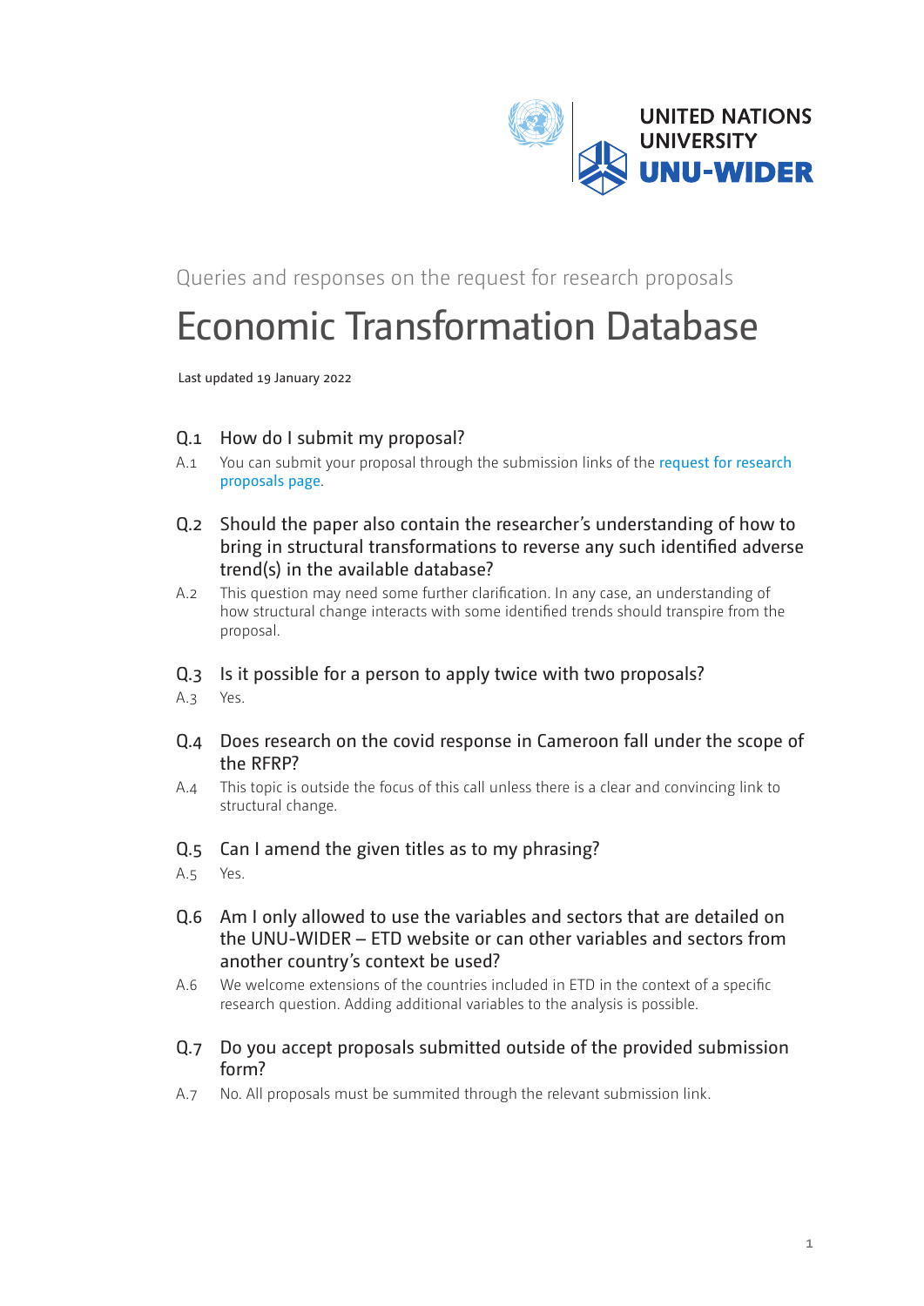UNITED NATIONS UNIVERSITY
UNU-WIDER

Queries and responses on the request for research proposals

# Economic Transformation Database

Last updated 19 January 2022

## Q.1 How do I submit my proposal?

A.1 You can submit your proposal through the submission links of the request for research proposals page.

## Q.2 Should the paper also contain the researcher's understanding of how to bring in structural transformations to reverse any such identified adverse trend(s) in the available database?

A.2 This question may need some further clarification. In any case, an understanding of how structural change interacts with some identified trends should transpire from the proposal.

## Q.3 Is it possible for a person to apply twice with two proposals?

A.3 Yes.

## Q.4 Does research on the covid response in Cameroon fall under the scope of the RFRP?

A.4 This topic is outside the focus of this call unless there is a clear and convincing link to structural change.

## Q.5 Can I amend the given titles as to my phrasing?

A.5 Yes.

## Q.6 Am I only allowed to use the variables and sectors that are detailed on the UNU-WIDER – ETD website or can other variables and sectors from another country's context be used?

A.6 We welcome extensions of the countries included in ETD in the context of a specific research question. Adding additional variables to the analysis is possible.

## Q.7 Do you accept proposals submitted outside of the provided submission form?

A.7 No. All proposals must be summited through the relevant submission link.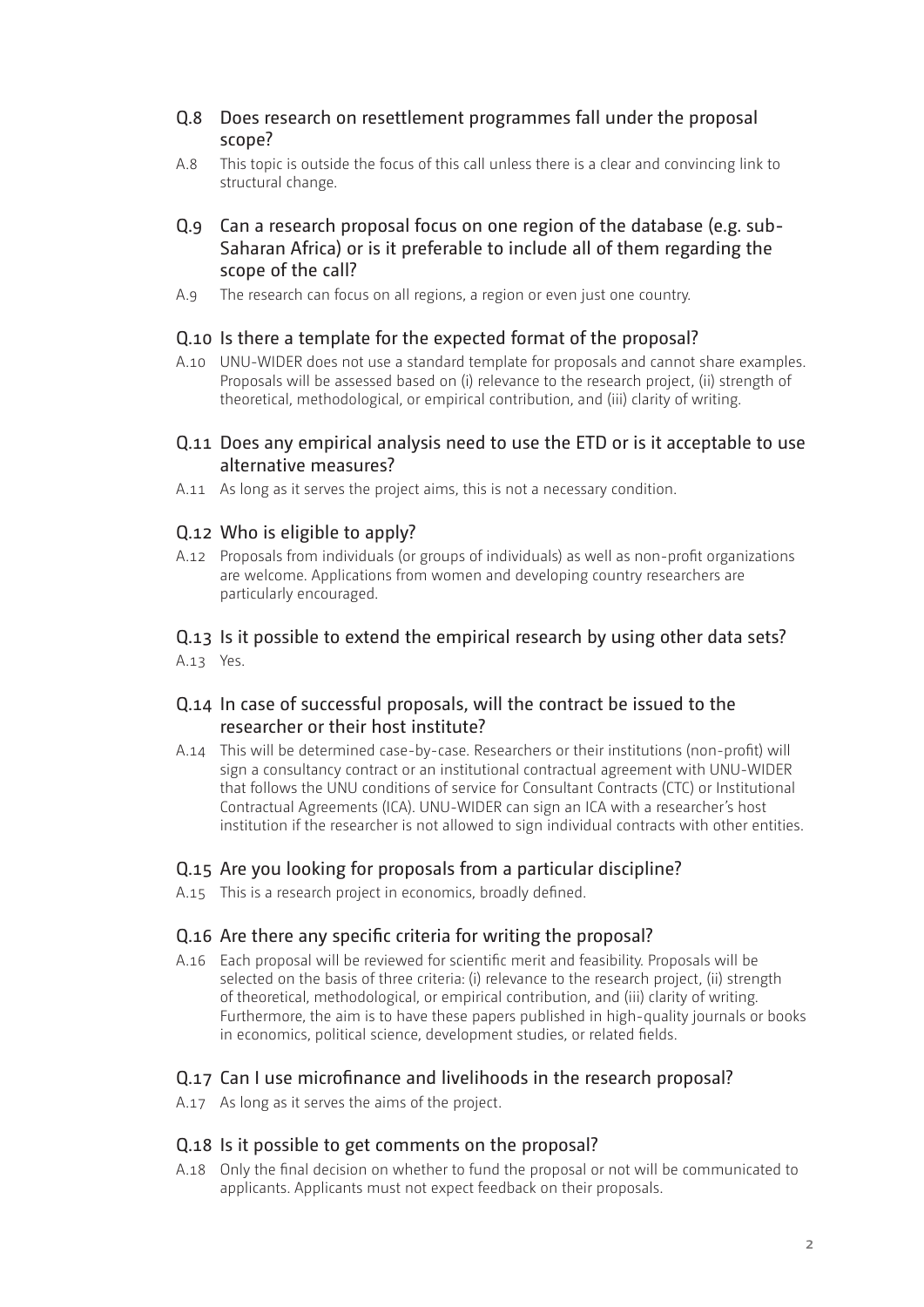### Q.8 Does research on resettlement programmes fall under the proposal scope?

A.8 This topic is outside the focus of this call unless there is a clear and convincing link to structural change.

### Q.9 Can a research proposal focus on one region of the database (e.g. sub-Saharan Africa) or is it preferable to include all of them regarding the scope of the call?

A.9 The research can focus on all regions, a region or even just one country.

### Q.10 Is there a template for the expected format of the proposal?

A.10 UNU-WIDER does not use a standard template for proposals and cannot share examples. Proposals will be assessed based on (i) relevance to the research project, (ii) strength of theoretical, methodological, or empirical contribution, and (iii) clarity of writing.

### Q.11 Does any empirical analysis need to use the ETD or is it acceptable to use alternative measures?

A.11 As long as it serves the project aims, this is not a necessary condition.

### Q.12 Who is eligible to apply?

A.12 Proposals from individuals (or groups of individuals) as well as non-profit organizations are welcome. Applications from women and developing country researchers are particularly encouraged.

### Q.13 Is it possible to extend the empirical research by using other data sets?

A.13 Yes.

### Q.14 In case of successful proposals, will the contract be issued to the researcher or their host institute?

A.14 This will be determined case-by-case. Researchers or their institutions (non-profit) will sign a consultancy contract or an institutional contractual agreement with UNU-WIDER that follows the UNU conditions of service for Consultant Contracts (CTC) or Institutional Contractual Agreements (ICA). UNU-WIDER can sign an ICA with a researcher's host institution if the researcher is not allowed to sign individual contracts with other entities.

### Q.15 Are you looking for proposals from a particular discipline?

A.15 This is a research project in economics, broadly defined.

### Q.16 Are there any specific criteria for writing the proposal?

A.16 Each proposal will be reviewed for scientific merit and feasibility. Proposals will be selected on the basis of three criteria: (i) relevance to the research project, (ii) strength of theoretical, methodological, or empirical contribution, and (iii) clarity of writing. Furthermore, the aim is to have these papers published in high-quality journals or books in economics, political science, development studies, or related fields.

### Q.17 Can I use microfinance and livelihoods in the research proposal?

A.17 As long as it serves the aims of the project.

### Q.18 Is it possible to get comments on the proposal?

A.18 Only the final decision on whether to fund the proposal or not will be communicated to applicants. Applicants must not expect feedback on their proposals.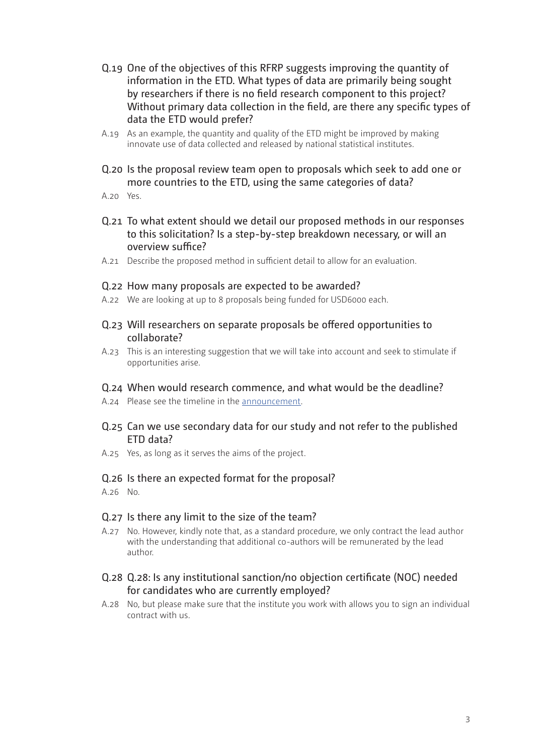Q.19 One of the objectives of this RFRP suggests improving the quantity of information in the ETD. What types of data are primarily being sought by researchers if there is no field research component to this project? Without primary data collection in the field, are there any specific types of data the ETD would prefer?

A.19 As an example, the quantity and quality of the ETD might be improved by making innovate use of data collected and released by national statistical institutes.

Q.20 Is the proposal review team open to proposals which seek to add one or more countries to the ETD, using the same categories of data?

A.20 Yes.

Q.21 To what extent should we detail our proposed methods in our responses to this solicitation? Is a step-by-step breakdown necessary, or will an overview suffice?

A.21 Describe the proposed method in sufficient detail to allow for an evaluation.

Q.22 How many proposals are expected to be awarded?

A.22 We are looking at up to 8 proposals being funded for USD6000 each.

Q.23 Will researchers on separate proposals be offered opportunities to collaborate?

A.23 This is an interesting suggestion that we will take into account and seek to stimulate if opportunities arise.

Q.24 When would research commence, and what would be the deadline?

A.24 Please see the timeline in the announcement.

Q.25 Can we use secondary data for our study and not refer to the published ETD data?

A.25 Yes, as long as it serves the aims of the project.

Q.26 Is there an expected format for the proposal?

A.26 No.

Q.27 Is there any limit to the size of the team?

A.27 No. However, kindly note that, as a standard procedure, we only contract the lead author with the understanding that additional co-authors will be remunerated by the lead author.

Q.28 Q.28: Is any institutional sanction/no objection certificate (NOC) needed for candidates who are currently employed?

A.28 No, but please make sure that the institute you work with allows you to sign an individual contract with us.